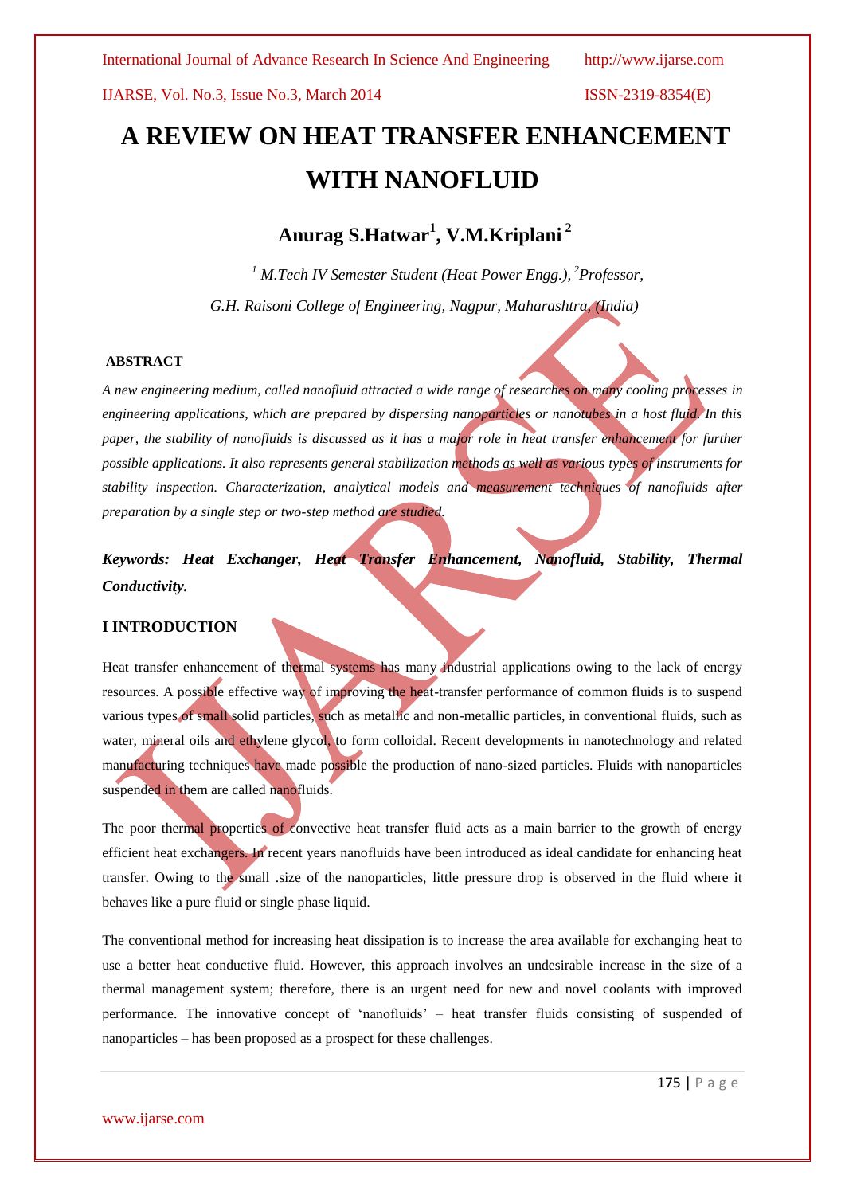# A REVIEW ON HEAT TRANSFER ENHANCEMENT WITH NANOFLUID

## Anurag S.Hatwar[1], V.M.Kriplani[2]

*[1] M.Tech IV Semester Student (Heat Power Engg.), [2]Professor,*

*G.H. Raisoni College of Engineering, Nagpur, Maharashtra, (India)*

**ABSTRACT**

*A new engineering medium, called nanofluid attracted a wide range of researches on many cooling processes in engineering applications, which are prepared by dispersing nanoparticles or nanotubes in a host fluid. In this paper, the stability of nanofluids is discussed as it has a major role in heat transfer enhancement for further possible applications. It also represents general stabilization methods as well as various types of instruments for stability inspection. Characterization, analytical models and measurement techniques of nanofluids after preparation by a single step or two-step method are studied.*

***Keywords: Heat Exchanger, Heat Transfer Enhancement, Nanofluid, Stability, Thermal Conductivity.***

## I INTRODUCTION

Heat transfer enhancement of thermal systems has many industrial applications owing to the lack of energy resources. A possible effective way of improving the heat-transfer performance of common fluids is to suspend various types of small solid particles, such as metallic and non-metallic particles, in conventional fluids, such as water, mineral oils and ethylene glycol, to form colloidal. Recent developments in nanotechnology and related manufacturing techniques have made possible the production of nano-sized particles. Fluids with nanoparticles suspended in them are called nanofluids.

The poor thermal properties of convective heat transfer fluid acts as a main barrier to the growth of energy efficient heat exchangers. In recent years nanofluids have been introduced as ideal candidate for enhancing heat transfer. Owing to the small .size of the nanoparticles, little pressure drop is observed in the fluid where it behaves like a pure fluid or single phase liquid.

The conventional method for increasing heat dissipation is to increase the area available for exchanging heat to use a better heat conductive fluid. However, this approach involves an undesirable increase in the size of a thermal management system; therefore, there is an urgent need for new and novel coolants with improved performance. The innovative concept of 'nanofluids' – heat transfer fluids consisting of suspended of nanoparticles – has been proposed as a prospect for these challenges.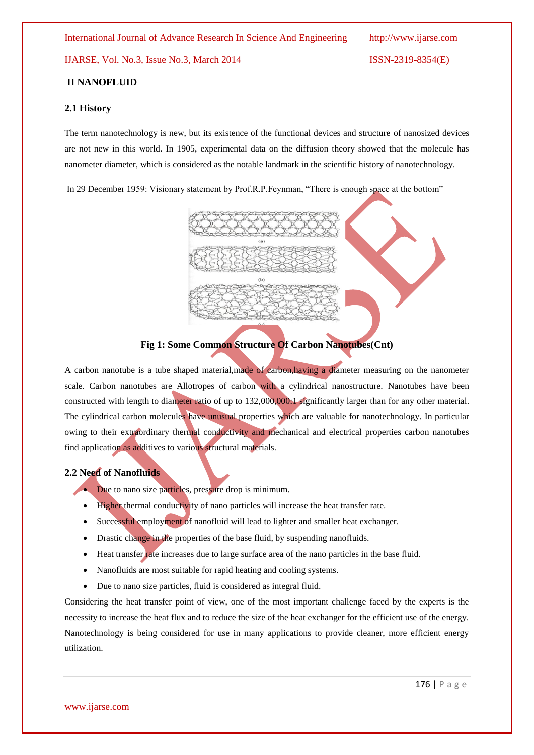## II NANOFLUID

### 2.1 History

The term nanotechnology is new, but its existence of the functional devices and structure of nanosized devices are not new in this world. In 1905, experimental data on the diffusion theory showed that the molecule has nanometer diameter, which is considered as the notable landmark in the scientific history of nanotechnology.

In 29 December 1959: Visionary statement by Prof.R.P.Feynman, "There is enough space at the bottom"

**Fig 1: Some Common Structure Of Carbon Nanotubes(Cnt)**

A carbon nanotube is a tube shaped material,made of carbon,having a diameter measuring on the nanometer scale. Carbon nanotubes are Allotropes of carbon with a cylindrical nanostructure. Nanotubes have been constructed with length to diameter ratio of up to 132,000,000:1 significantly larger than for any other material. The cylindrical carbon molecules have unusual properties which are valuable for nanotechnology. In particular owing to their extraordinary thermal conductivity and mechanical and electrical properties carbon nanotubes find application as additives to various structural materials.

### 2.2 Need of Nanofluids

- Due to nano size particles, pressure drop is minimum.
- Higher thermal conductivity of nano particles will increase the heat transfer rate.
- Successful employment of nanofluid will lead to lighter and smaller heat exchanger.
- Drastic change in the properties of the base fluid, by suspending nanofluids.
- Heat transfer rate increases due to large surface area of the nano particles in the base fluid.
- Nanofluids are most suitable for rapid heating and cooling systems.
- Due to nano size particles, fluid is considered as integral fluid.

Considering the heat transfer point of view, one of the most important challenge faced by the experts is the necessity to increase the heat flux and to reduce the size of the heat exchanger for the efficient use of the energy. Nanotechnology is being considered for use in many applications to provide cleaner, more efficient energy utilization.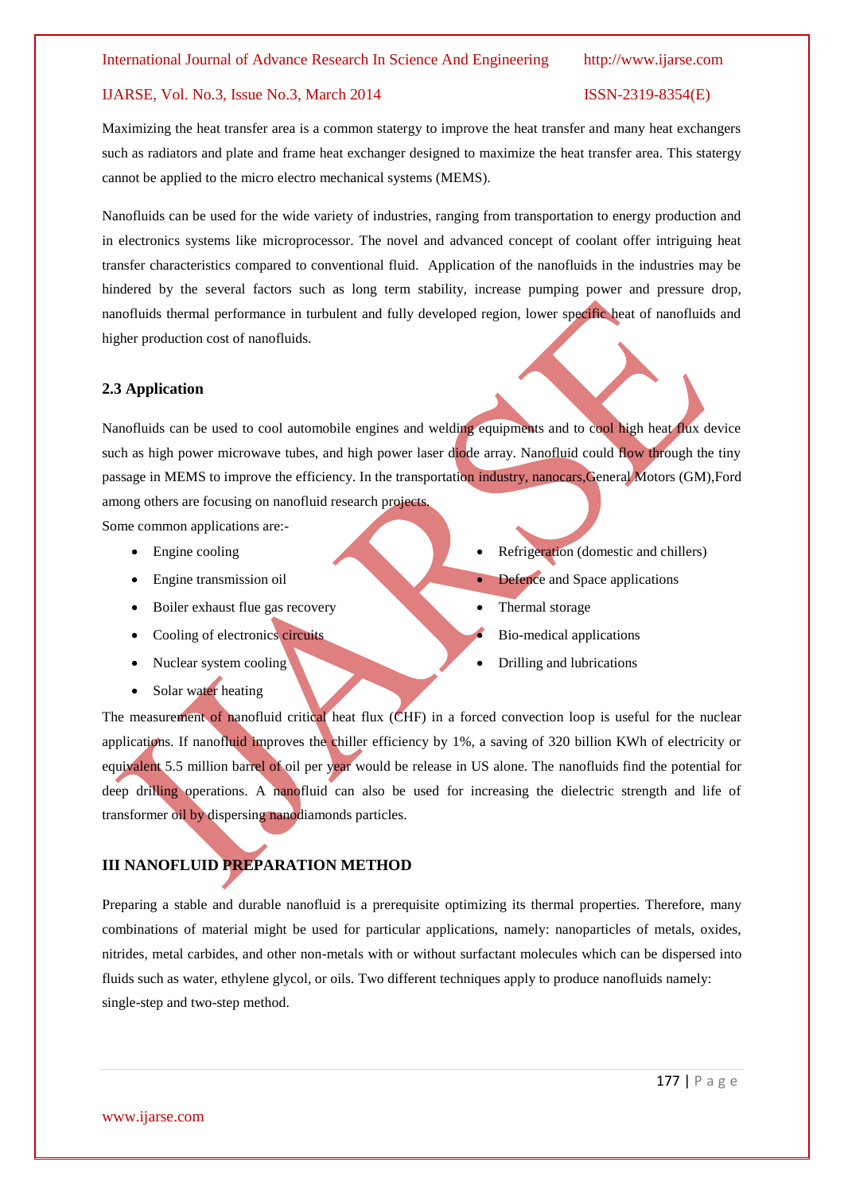Maximizing the heat transfer area is a common statergy to improve the heat transfer and many heat exchangers such as radiators and plate and frame heat exchanger designed to maximize the heat transfer area. This statergy cannot be applied to the micro electro mechanical systems (MEMS).

Nanofluids can be used for the wide variety of industries, ranging from transportation to energy production and in electronics systems like microprocessor. The novel and advanced concept of coolant offer intriguing heat transfer characteristics compared to conventional fluid. Application of the nanofluids in the industries may be hindered by the several factors such as long term stability, increase pumping power and pressure drop, nanofluids thermal performance in turbulent and fully developed region, lower specific heat of nanofluids and higher production cost of nanofluids.

### 2.3 Application

Nanofluids can be used to cool automobile engines and welding equipments and to cool high heat flux device such as high power microwave tubes, and high power laser diode array. Nanofluid could flow through the tiny passage in MEMS to improve the efficiency. In the transportation industry, nanocars,General Motors (GM),Ford among others are focusing on nanofluid research projects.

Some common applications are:-

- Engine cooling
- Engine transmission oil
- Boiler exhaust flue gas recovery
- Cooling of electronics circuits
- Nuclear system cooling
- Solar water heating
- Refrigeration (domestic and chillers)
- Defence and Space applications
- Thermal storage
- Bio-medical applications
- Drilling and lubrications

The measurement of nanofluid critical heat flux (CHF) in a forced convection loop is useful for the nuclear applications. If nanofluid improves the chiller efficiency by 1%, a saving of 320 billion KWh of electricity or equivalent 5.5 million barrel of oil per year would be release in US alone. The nanofluids find the potential for deep drilling operations. A nanofluid can also be used for increasing the dielectric strength and life of transformer oil by dispersing nanodiamonds particles.

## III NANOFLUID PREPARATION METHOD

Preparing a stable and durable nanofluid is a prerequisite optimizing its thermal properties. Therefore, many combinations of material might be used for particular applications, namely: nanoparticles of metals, oxides, nitrides, metal carbides, and other non-metals with or without surfactant molecules which can be dispersed into fluids such as water, ethylene glycol, or oils. Two different techniques apply to produce nanofluids namely: single-step and two-step method.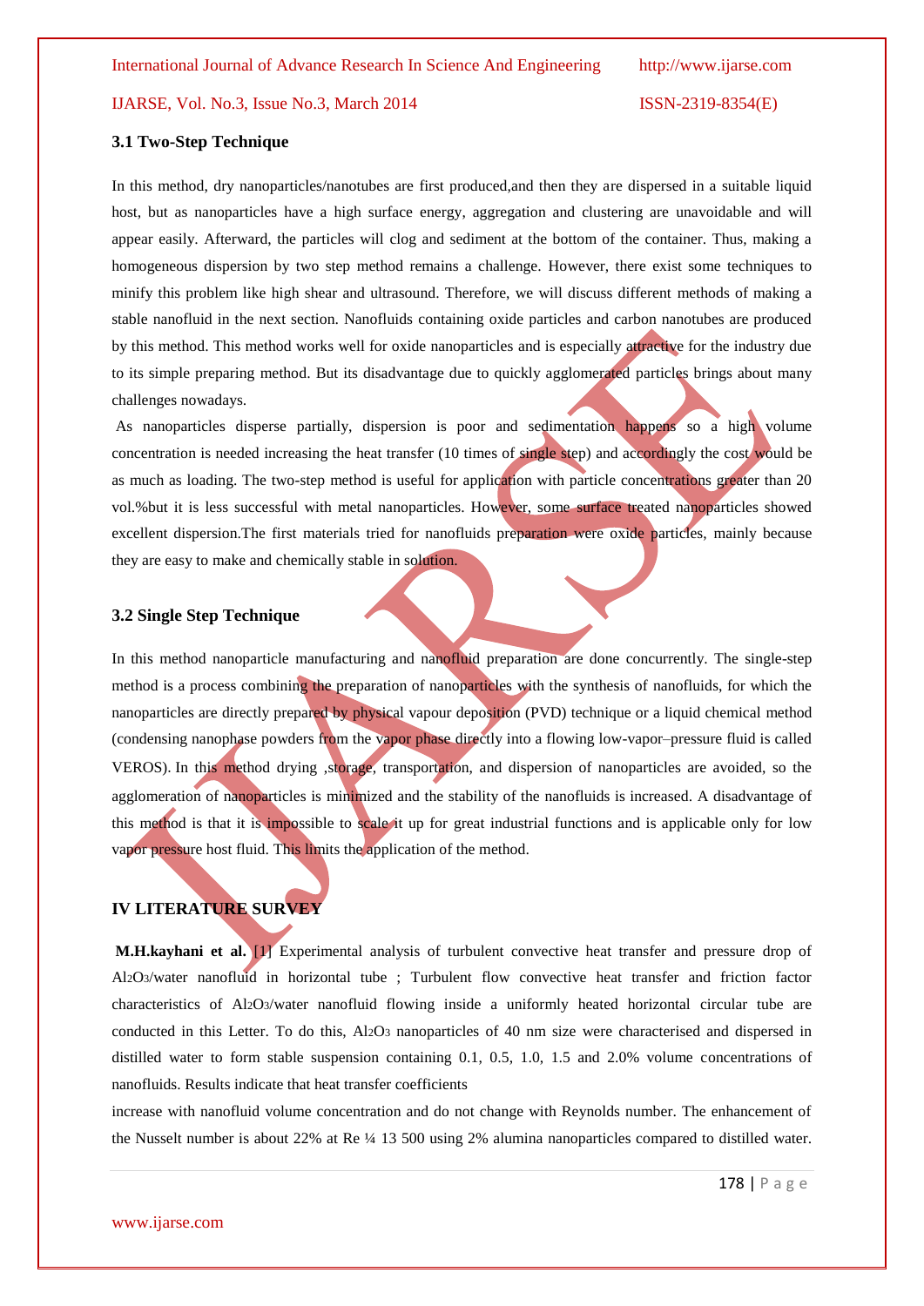### 3.1 Two-Step Technique

In this method, dry nanoparticles/nanotubes are first produced,and then they are dispersed in a suitable liquid host, but as nanoparticles have a high surface energy, aggregation and clustering are unavoidable and will appear easily. Afterward, the particles will clog and sediment at the bottom of the container. Thus, making a homogeneous dispersion by two step method remains a challenge. However, there exist some techniques to minify this problem like high shear and ultrasound. Therefore, we will discuss different methods of making a stable nanofluid in the next section. Nanofluids containing oxide particles and carbon nanotubes are produced by this method. This method works well for oxide nanoparticles and is especially attractive for the industry due to its simple preparing method. But its disadvantage due to quickly agglomerated particles brings about many challenges nowadays.

As nanoparticles disperse partially, dispersion is poor and sedimentation happens so a high volume concentration is needed increasing the heat transfer (10 times of single step) and accordingly the cost would be as much as loading. The two-step method is useful for application with particle concentrations greater than 20 vol.%but it is less successful with metal nanoparticles. However, some surface treated nanoparticles showed excellent dispersion.The first materials tried for nanofluids preparation were oxide particles, mainly because they are easy to make and chemically stable in solution.

### 3.2 Single Step Technique

In this method nanoparticle manufacturing and nanofluid preparation are done concurrently. The single-step method is a process combining the preparation of nanoparticles with the synthesis of nanofluids, for which the nanoparticles are directly prepared by physical vapour deposition (PVD) technique or a liquid chemical method (condensing nanophase powders from the vapor phase directly into a flowing low-vapor–pressure fluid is called VEROS). In this method drying ,storage, transportation, and dispersion of nanoparticles are avoided, so the agglomeration of nanoparticles is minimized and the stability of the nanofluids is increased. A disadvantage of this method is that it is impossible to scale it up for great industrial functions and is applicable only for low vapor pressure host fluid. This limits the application of the method.

## IV LITERATURE SURVEY

**M.H.kayhani et al.** [1] Experimental analysis of turbulent convective heat transfer and pressure drop of $Al_2O_3$/water nanofluid in horizontal tube ; Turbulent flow convective heat transfer and friction factor characteristics of $Al_2O_3$/water nanofluid flowing inside a uniformly heated horizontal circular tube are conducted in this Letter. To do this, $Al_2O_3$ nanoparticles of 40 nm size were characterised and dispersed in distilled water to form stable suspension containing 0.1, 0.5, 1.0, 1.5 and 2.0% volume concentrations of nanofluids. Results indicate that heat transfer coefficients

increase with nanofluid volume concentration and do not change with Reynolds number. The enhancement of the Nusselt number is about 22% at Re ¼ 13 500 using 2% alumina nanoparticles compared to distilled water.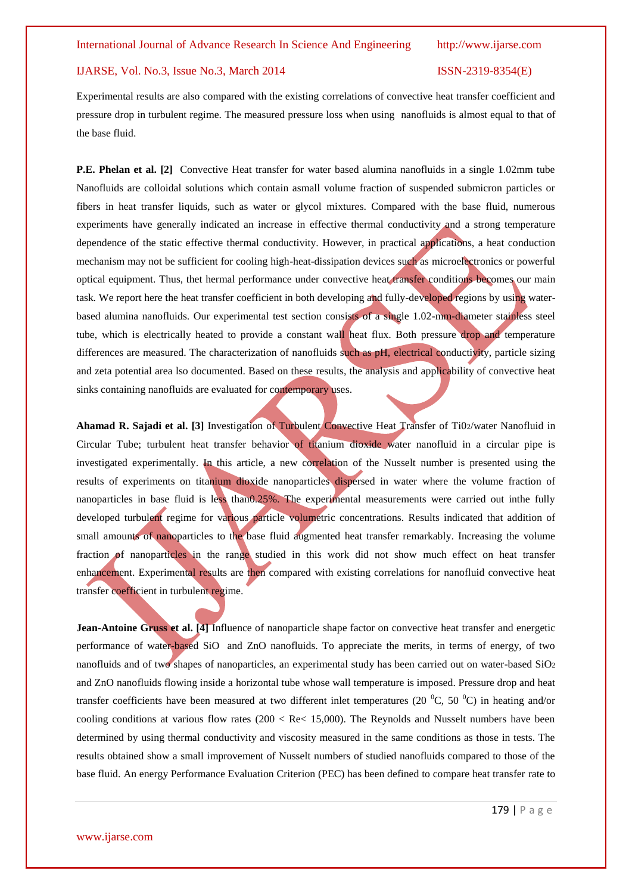Experimental results are also compared with the existing correlations of convective heat transfer coefficient and pressure drop in turbulent regime. The measured pressure loss when using nanofluids is almost equal to that of the base fluid.

**P.E. Phelan et al. [2]** Convective Heat transfer for water based alumina nanofluids in a single 1.02mm tube Nanofluids are colloidal solutions which contain asmall volume fraction of suspended submicron particles or fibers in heat transfer liquids, such as water or glycol mixtures. Compared with the base fluid, numerous experiments have generally indicated an increase in effective thermal conductivity and a strong temperature dependence of the static effective thermal conductivity. However, in practical applications, a heat conduction mechanism may not be sufficient for cooling high-heat-dissipation devices such as microelectronics or powerful optical equipment. Thus, thet hermal performance under convective heat transfer conditions becomes our main task. We report here the heat transfer coefficient in both developing and fully-developed regions by using water-based alumina nanofluids. Our experimental test section consists of a single 1.02-mm-diameter stainless steel tube, which is electrically heated to provide a constant wall heat flux. Both pressure drop and temperature differences are measured. The characterization of nanofluids such as pH, electrical conductivity, particle sizing and zeta potential area lso documented. Based on these results, the analysis and applicability of convective heat sinks containing nanofluids are evaluated for contemporary uses.

**Ahamad R. Sajadi et al. [3]** Investigation of Turbulent Convective Heat Transfer of $Ti0_2$/water Nanofluid in Circular Tube; turbulent heat transfer behavior of titanium dioxide water nanofluid in a circular pipe is investigated experimentally. In this article, a new correlation of the Nusselt number is presented using the results of experiments on titanium dioxide nanoparticles dispersed in water where the volume fraction of nanoparticles in base fluid is less than0.25%. The experimental measurements were carried out inthe fully developed turbulent regime for various particle volumetric concentrations. Results indicated that addition of small amounts of nanoparticles to the base fluid augmented heat transfer remarkably. Increasing the volume fraction of nanoparticles in the range studied in this work did not show much effect on heat transfer enhancement. Experimental results are then compared with existing correlations for nanofluid convective heat transfer coefficient in turbulent regime.

**Jean-Antoine Gruss et al. [4]** Influence of nanoparticle shape factor on convective heat transfer and energetic performance of water-based SiO and ZnO nanofluids. To appreciate the merits, in terms of energy, of two nanofluids and of two shapes of nanoparticles, an experimental study has been carried out on water-based $SiO_2$ and ZnO nanofluids flowing inside a horizontal tube whose wall temperature is imposed. Pressure drop and heat transfer coefficients have been measured at two different inlet temperatures (20 $^0$C, 50 $^0$C) in heating and/or cooling conditions at various flow rates (200 < Re< 15,000). The Reynolds and Nusselt numbers have been determined by using thermal conductivity and viscosity measured in the same conditions as those in tests. The results obtained show a small improvement of Nusselt numbers of studied nanofluids compared to those of the base fluid. An energy Performance Evaluation Criterion (PEC) has been defined to compare heat transfer rate to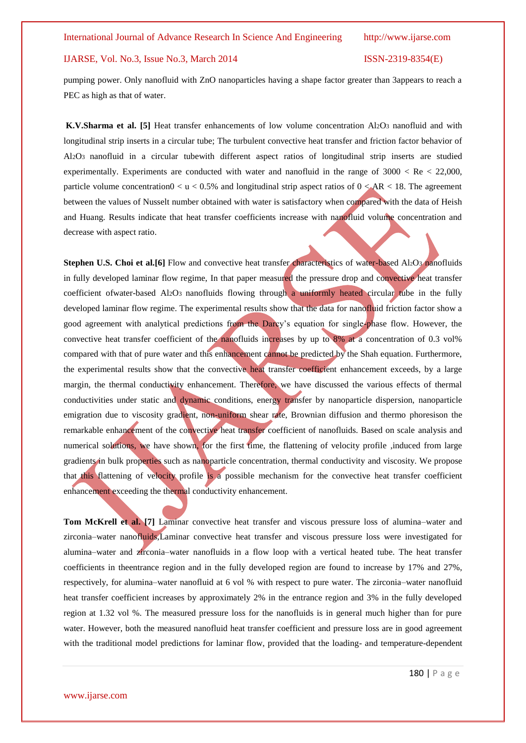pumping power. Only nanofluid with ZnO nanoparticles having a shape factor greater than 3appears to reach a PEC as high as that of water.

**K.V.Sharma et al. [5]** Heat transfer enhancements of low volume concentration $Al_2O_3$ nanofluid and with longitudinal strip inserts in a circular tube; The turbulent convective heat transfer and friction factor behavior of $Al_2O_3$ nanofluid in a circular tubewith different aspect ratios of longitudinal strip inserts are studied experimentally. Experiments are conducted with water and nanofluid in the range of $3000 < Re < 22{,}000$, particle volume concentration$0 < u < 0.5\%$ and longitudinal strip aspect ratios of $0 < AR < 18$. The agreement between the values of Nusselt number obtained with water is satisfactory when compared with the data of Heish and Huang. Results indicate that heat transfer coefficients increase with nanofluid volume concentration and decrease with aspect ratio.

**Stephen U.S. Choi et al.[6]** Flow and convective heat transfer characteristics of water-based $Al_2O_3$ nanofluids in fully developed laminar flow regime, In that paper measured the pressure drop and convective heat transfer coefficient ofwater-based $Al_2O_3$ nanofluids flowing through a uniformly heated circular tube in the fully developed laminar flow regime. The experimental results show that the data for nanofluid friction factor show a good agreement with analytical predictions from the Darcy's equation for single-phase flow. However, the convective heat transfer coefficient of the nanofluids increases by up to 8% at a concentration of 0.3 vol% compared with that of pure water and this enhancement cannot be predicted by the Shah equation. Furthermore, the experimental results show that the convective heat transfer coefficient enhancement exceeds, by a large margin, the thermal conductivity enhancement. Therefore, we have discussed the various effects of thermal conductivities under static and dynamic conditions, energy transfer by nanoparticle dispersion, nanoparticle emigration due to viscosity gradient, non-uniform shear rate, Brownian diffusion and thermo phoresison the remarkable enhancement of the convective heat transfer coefficient of nanofluids. Based on scale analysis and numerical solutions, we have shown, for the first time, the flattening of velocity profile ,induced from large gradients in bulk properties such as nanoparticle concentration, thermal conductivity and viscosity. We propose that this flattening of velocity profile is a possible mechanism for the convective heat transfer coefficient enhancement exceeding the thermal conductivity enhancement.

**Tom McKrell et al. [7]** Laminar convective heat transfer and viscous pressure loss of alumina–water and zirconia–water nanofluids,Laminar convective heat transfer and viscous pressure loss were investigated for alumina–water and zirconia–water nanofluids in a flow loop with a vertical heated tube. The heat transfer coefficients in theentrance region and in the fully developed region are found to increase by 17% and 27%, respectively, for alumina–water nanofluid at 6 vol % with respect to pure water. The zirconia–water nanofluid heat transfer coefficient increases by approximately 2% in the entrance region and 3% in the fully developed region at 1.32 vol %. The measured pressure loss for the nanofluids is in general much higher than for pure water. However, both the measured nanofluid heat transfer coefficient and pressure loss are in good agreement with the traditional model predictions for laminar flow, provided that the loading- and temperature-dependent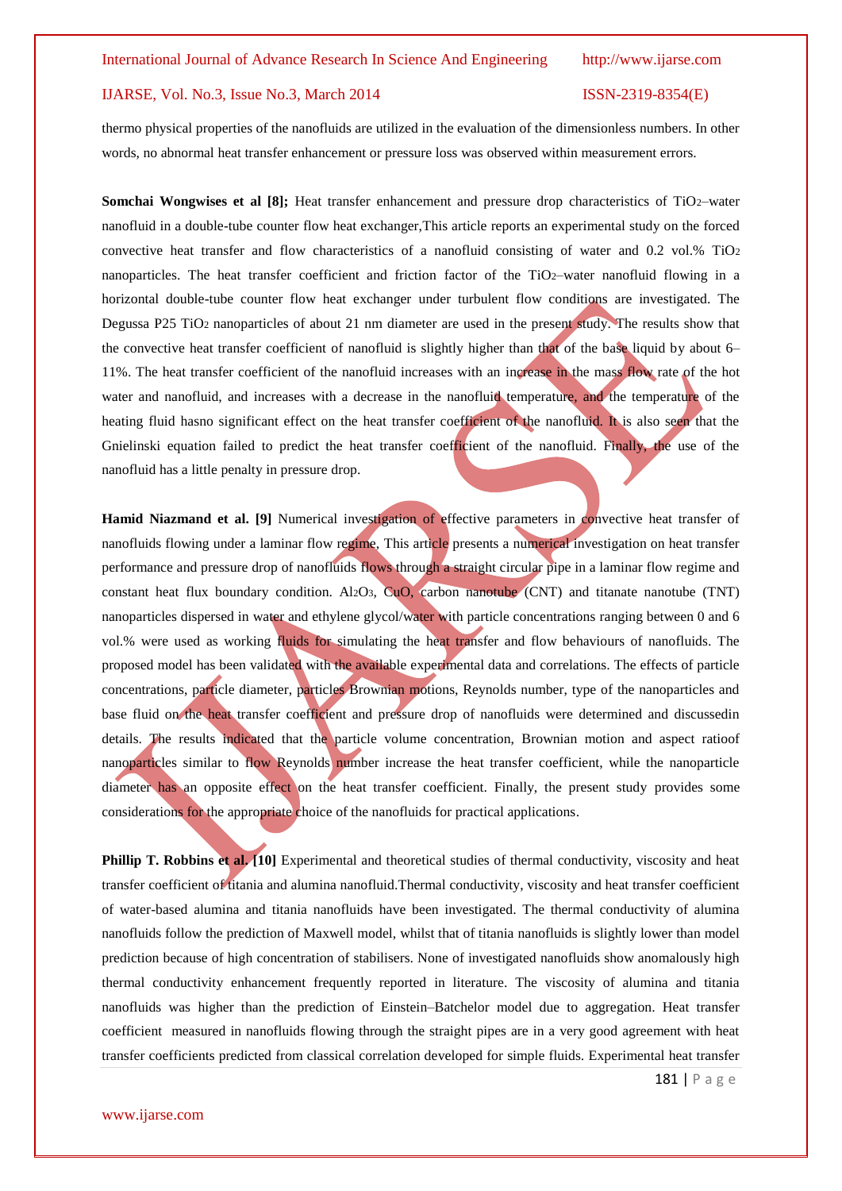thermo physical properties of the nanofluids are utilized in the evaluation of the dimensionless numbers. In other words, no abnormal heat transfer enhancement or pressure loss was observed within measurement errors.

**Somchai Wongwises et al [8];** Heat transfer enhancement and pressure drop characteristics of $TiO_2$–water nanofluid in a double-tube counter flow heat exchanger,This article reports an experimental study on the forced convective heat transfer and flow characteristics of a nanofluid consisting of water and 0.2 vol.% $TiO_2$ nanoparticles. The heat transfer coefficient and friction factor of the $TiO_2$–water nanofluid flowing in a horizontal double-tube counter flow heat exchanger under turbulent flow conditions are investigated. The Degussa P25 $TiO_2$ nanoparticles of about 21 nm diameter are used in the present study. The results show that the convective heat transfer coefficient of nanofluid is slightly higher than that of the base liquid by about 6–11%. The heat transfer coefficient of the nanofluid increases with an increase in the mass flow rate of the hot water and nanofluid, and increases with a decrease in the nanofluid temperature, and the temperature of the heating fluid hasno significant effect on the heat transfer coefficient of the nanofluid. It is also seen that the Gnielinski equation failed to predict the heat transfer coefficient of the nanofluid. Finally, the use of the nanofluid has a little penalty in pressure drop.

**Hamid Niazmand et al. [9]** Numerical investigation of effective parameters in convective heat transfer of nanofluids flowing under a laminar flow regime, This article presents a numerical investigation on heat transfer performance and pressure drop of nanofluids flows through a straight circular pipe in a laminar flow regime and constant heat flux boundary condition. $Al_2O_3$, CuO, carbon nanotube (CNT) and titanate nanotube (TNT) nanoparticles dispersed in water and ethylene glycol/water with particle concentrations ranging between 0 and 6 vol.% were used as working fluids for simulating the heat transfer and flow behaviours of nanofluids. The proposed model has been validated with the available experimental data and correlations. The effects of particle concentrations, particle diameter, particles Brownian motions, Reynolds number, type of the nanoparticles and base fluid on the heat transfer coefficient and pressure drop of nanofluids were determined and discussedin details. The results indicated that the particle volume concentration, Brownian motion and aspect ratioof nanoparticles similar to flow Reynolds number increase the heat transfer coefficient, while the nanoparticle diameter has an opposite effect on the heat transfer coefficient. Finally, the present study provides some considerations for the appropriate choice of the nanofluids for practical applications.

**Phillip T. Robbins et al. [10]** Experimental and theoretical studies of thermal conductivity, viscosity and heat transfer coefficient of titania and alumina nanofluid.Thermal conductivity, viscosity and heat transfer coefficient of water-based alumina and titania nanofluids have been investigated. The thermal conductivity of alumina nanofluids follow the prediction of Maxwell model, whilst that of titania nanofluids is slightly lower than model prediction because of high concentration of stabilisers. None of investigated nanofluids show anomalously high thermal conductivity enhancement frequently reported in literature. The viscosity of alumina and titania nanofluids was higher than the prediction of Einstein–Batchelor model due to aggregation. Heat transfer coefficient measured in nanofluids flowing through the straight pipes are in a very good agreement with heat transfer coefficients predicted from classical correlation developed for simple fluids. Experimental heat transfer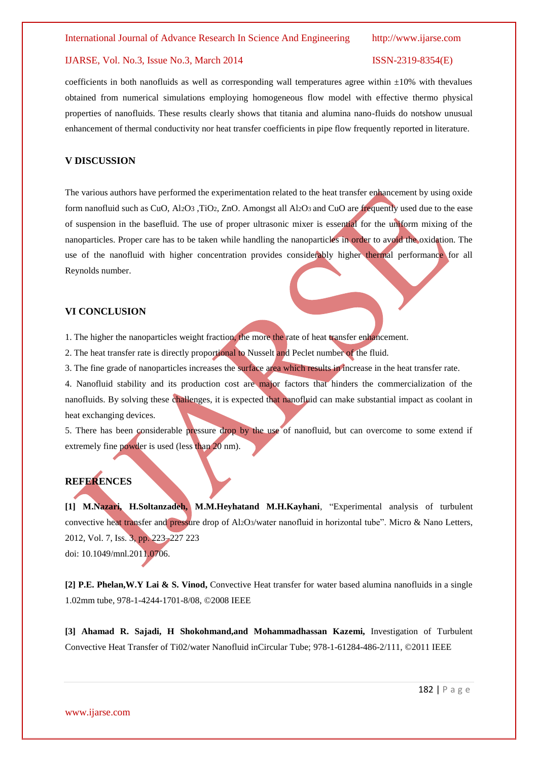coefficients in both nanofluids as well as corresponding wall temperatures agree within ±10% with thevalues obtained from numerical simulations employing homogeneous flow model with effective thermo physical properties of nanofluids. These results clearly shows that titania and alumina nano-fluids do notshow unusual enhancement of thermal conductivity nor heat transfer coefficients in pipe flow frequently reported in literature.

## V DISCUSSION

The various authors have performed the experimentation related to the heat transfer enhancement by using oxide form nanofluid such as CuO, $Al_2O_3$ ,$TiO_2$, ZnO. Amongst all $Al_2O_3$ and CuO are frequently used due to the ease of suspension in the basefluid. The use of proper ultrasonic mixer is essential for the uniform mixing of the nanoparticles. Proper care has to be taken while handling the nanoparticles in order to avoid the oxidation. The use of the nanofluid with higher concentration provides considerably higher thermal performance for all Reynolds number.

## VI CONCLUSION

1. The higher the nanoparticles weight fraction, the more the rate of heat transfer enhancement.
2. The heat transfer rate is directly proportional to Nusselt and Peclet number of the fluid.
3. The fine grade of nanoparticles increases the surface area which results in increase in the heat transfer rate.
4. Nanofluid stability and its production cost are major factors that hinders the commercialization of the nanofluids. By solving these challenges, it is expected that nanofluid can make substantial impact as coolant in heat exchanging devices.
5. There has been considerable pressure drop by the use of nanofluid, but can overcome to some extend if extremely fine powder is used (less than 20 nm).

## REFERENCES

**[1] M.Nazari, H.Soltanzadeh, M.M.Heyhatand M.H.Kayhani**, "Experimental analysis of turbulent convective heat transfer and pressure drop of $Al_2O_3$/water nanofluid in horizontal tube". Micro & Nano Letters, 2012, Vol. 7, Iss. 3, pp. 223–227 223
doi: 10.1049/mnl.2011.0706.

**[2] P.E. Phelan,W.Y Lai & S. Vinod,** Convective Heat transfer for water based alumina nanofluids in a single 1.02mm tube, 978-1-4244-1701-8/08, ©2008 IEEE

**[3] Ahamad R. Sajadi, H Shokohmand,and Mohammadhassan Kazemi,** Investigation of Turbulent Convective Heat Transfer of Ti02/water Nanofluid inCircular Tube; 978-1-61284-486-2/111, ©2011 IEEE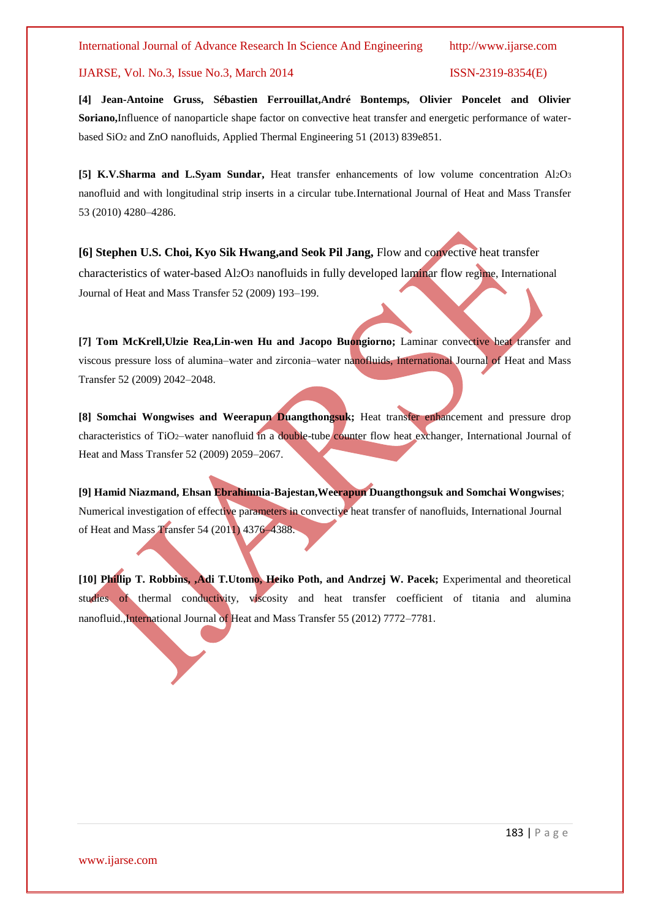**[4] Jean-Antoine Gruss, Sébastien Ferrouillat,André Bontemps, Olivier Poncelet and Olivier Soriano,**Influence of nanoparticle shape factor on convective heat transfer and energetic performance of water-based $SiO_2$ and ZnO nanofluids, Applied Thermal Engineering 51 (2013) 839e851.

**[5] K.V.Sharma and L.Syam Sundar,** Heat transfer enhancements of low volume concentration $Al_2O_3$ nanofluid and with longitudinal strip inserts in a circular tube.International Journal of Heat and Mass Transfer 53 (2010) 4280–4286.

**[6] Stephen U.S. Choi, Kyo Sik Hwang,and Seok Pil Jang,** Flow and convective heat transfer characteristics of water-based $Al_2O_3$ nanofluids in fully developed laminar flow regime, International Journal of Heat and Mass Transfer 52 (2009) 193–199.

**[7] Tom McKrell,Ulzie Rea,Lin-wen Hu and Jacopo Buongiorno;** Laminar convective heat transfer and viscous pressure loss of alumina–water and zirconia–water nanofluids, International Journal of Heat and Mass Transfer 52 (2009) 2042–2048.

**[8] Somchai Wongwises and Weerapun Duangthongsuk;** Heat transfer enhancement and pressure drop characteristics of $TiO_2$–water nanofluid in a double-tube counter flow heat exchanger, International Journal of Heat and Mass Transfer 52 (2009) 2059–2067.

**[9] Hamid Niazmand, Ehsan Ebrahimnia-Bajestan,Weerapun Duangthongsuk and Somchai Wongwises**; Numerical investigation of effective parameters in convective heat transfer of nanofluids, International Journal of Heat and Mass Transfer 54 (2011) 4376–4388.

**[10] Phillip T. Robbins, ,Adi T.Utomo, Heiko Poth, and Andrzej W. Pacek;** Experimental and theoretical studies of thermal conductivity, viscosity and heat transfer coefficient of titania and alumina nanofluid.,International Journal of Heat and Mass Transfer 55 (2012) 7772–7781.